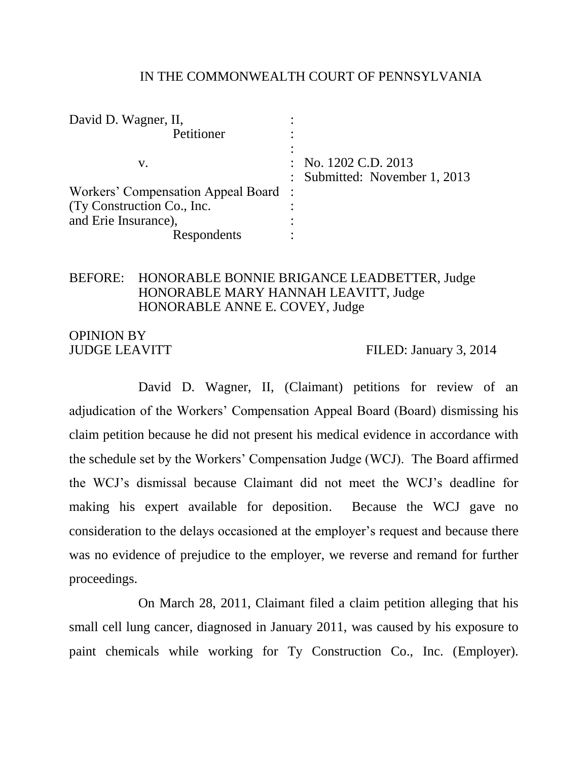IN THE COMMONWEALTH COURT OF PENNSYLVANIA

| | | |
|---|---|---|
| David D. Wagner, II, Petitioner | : | |
| v. | : | No. 1202 C.D. 2013 |
| | : | Submitted: November 1, 2013 |
| Workers' Compensation Appeal Board (Ty Construction Co., Inc. and Erie Insurance), Respondents | : | |

BEFORE: HONORABLE BONNIE BRIGANCE LEADBETTER, Judge
HONORABLE MARY HANNAH LEAVITT, Judge
HONORABLE ANNE E. COVEY, Judge

OPINION BY
JUDGE LEAVITT FILED: January 3, 2014

David D. Wagner, II, (Claimant) petitions for review of an adjudication of the Workers' Compensation Appeal Board (Board) dismissing his claim petition because he did not present his medical evidence in accordance with the schedule set by the Workers' Compensation Judge (WCJ). The Board affirmed the WCJ's dismissal because Claimant did not meet the WCJ's deadline for making his expert available for deposition. Because the WCJ gave no consideration to the delays occasioned at the employer's request and because there was no evidence of prejudice to the employer, we reverse and remand for further proceedings.

On March 28, 2011, Claimant filed a claim petition alleging that his small cell lung cancer, diagnosed in January 2011, was caused by his exposure to paint chemicals while working for Ty Construction Co., Inc. (Employer).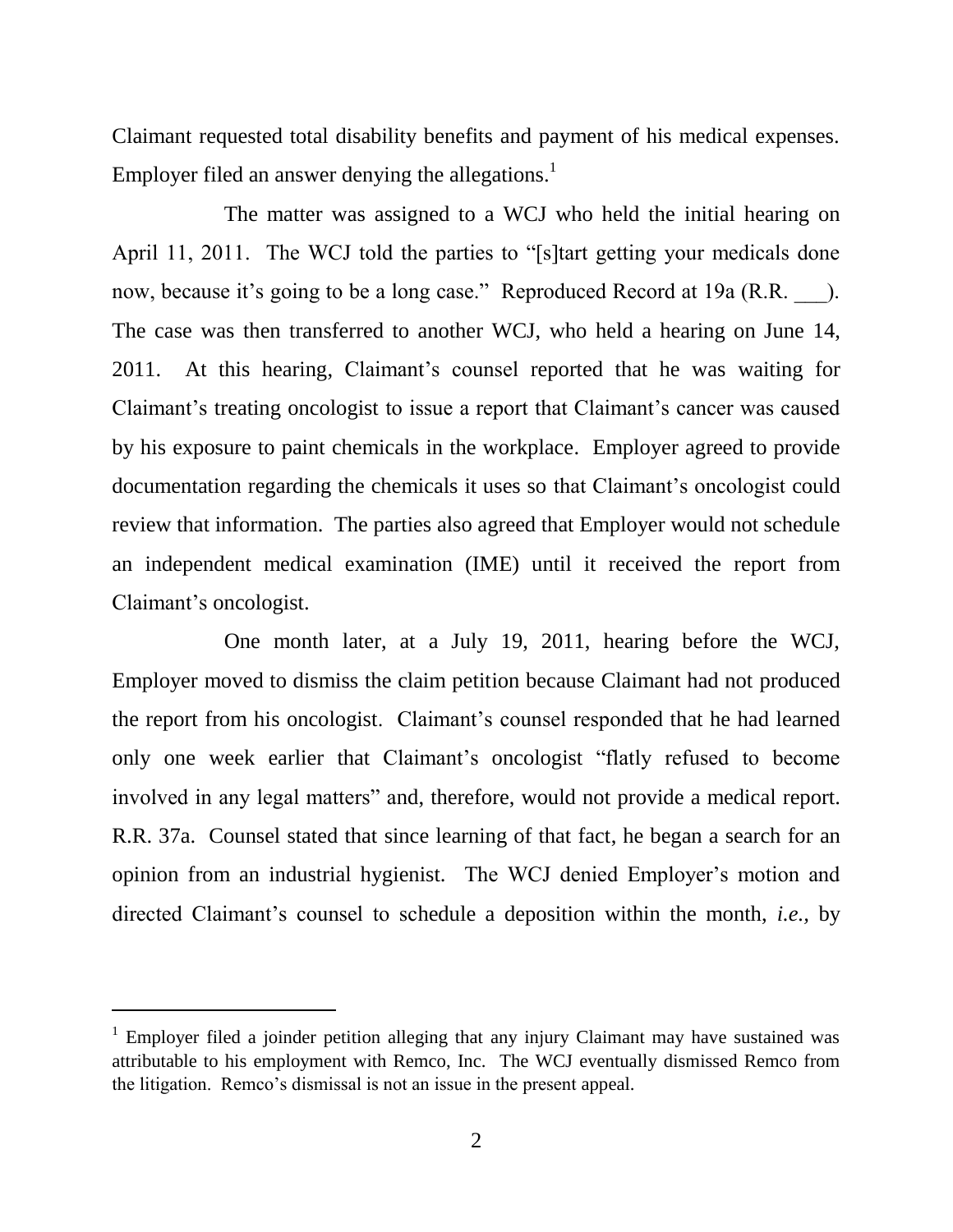Claimant requested total disability benefits and payment of his medical expenses. Employer filed an answer denying the allegations.[1]

The matter was assigned to a WCJ who held the initial hearing on April 11, 2011. The WCJ told the parties to "[s]tart getting your medicals done now, because it's going to be a long case." Reproduced Record at 19a (R.R. ___). The case was then transferred to another WCJ, who held a hearing on June 14, 2011. At this hearing, Claimant's counsel reported that he was waiting for Claimant's treating oncologist to issue a report that Claimant's cancer was caused by his exposure to paint chemicals in the workplace. Employer agreed to provide documentation regarding the chemicals it uses so that Claimant's oncologist could review that information. The parties also agreed that Employer would not schedule an independent medical examination (IME) until it received the report from Claimant's oncologist.

One month later, at a July 19, 2011, hearing before the WCJ, Employer moved to dismiss the claim petition because Claimant had not produced the report from his oncologist. Claimant's counsel responded that he had learned only one week earlier that Claimant's oncologist "flatly refused to become involved in any legal matters" and, therefore, would not provide a medical report. R.R. 37a. Counsel stated that since learning of that fact, he began a search for an opinion from an industrial hygienist. The WCJ denied Employer's motion and directed Claimant's counsel to schedule a deposition within the month, *i.e.*, by

---

[1] Employer filed a joinder petition alleging that any injury Claimant may have sustained was attributable to his employment with Remco, Inc. The WCJ eventually dismissed Remco from the litigation. Remco's dismissal is not an issue in the present appeal.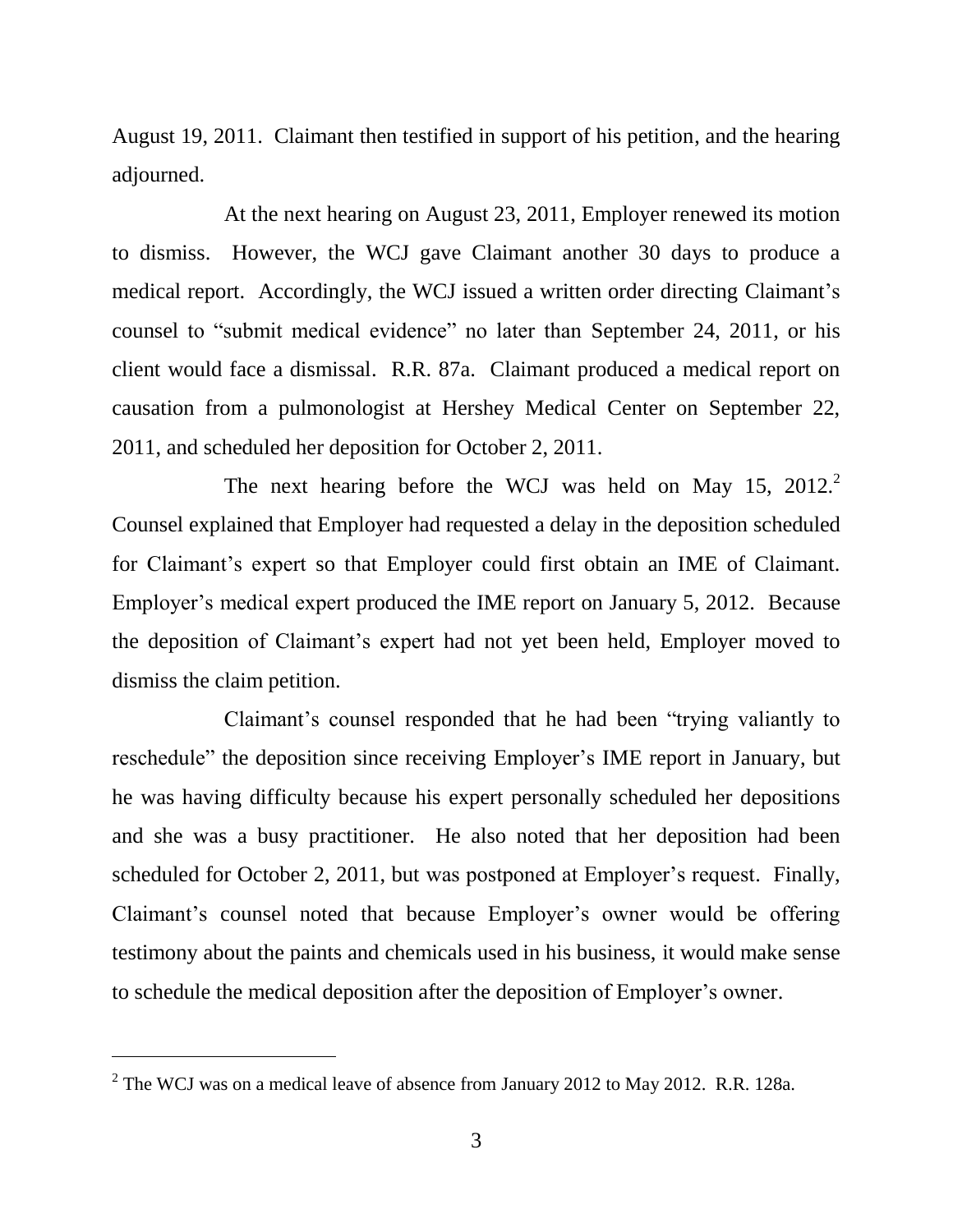August 19, 2011. Claimant then testified in support of his petition, and the hearing adjourned.

At the next hearing on August 23, 2011, Employer renewed its motion to dismiss. However, the WCJ gave Claimant another 30 days to produce a medical report. Accordingly, the WCJ issued a written order directing Claimant's counsel to "submit medical evidence" no later than September 24, 2011, or his client would face a dismissal. R.R. 87a. Claimant produced a medical report on causation from a pulmonologist at Hershey Medical Center on September 22, 2011, and scheduled her deposition for October 2, 2011.

The next hearing before the WCJ was held on May 15, 2012.[2] Counsel explained that Employer had requested a delay in the deposition scheduled for Claimant's expert so that Employer could first obtain an IME of Claimant. Employer's medical expert produced the IME report on January 5, 2012. Because the deposition of Claimant's expert had not yet been held, Employer moved to dismiss the claim petition.

Claimant's counsel responded that he had been "trying valiantly to reschedule" the deposition since receiving Employer's IME report in January, but he was having difficulty because his expert personally scheduled her depositions and she was a busy practitioner. He also noted that her deposition had been scheduled for October 2, 2011, but was postponed at Employer's request. Finally, Claimant's counsel noted that because Employer's owner would be offering testimony about the paints and chemicals used in his business, it would make sense to schedule the medical deposition after the deposition of Employer's owner.

---

[2] The WCJ was on a medical leave of absence from January 2012 to May 2012. R.R. 128a.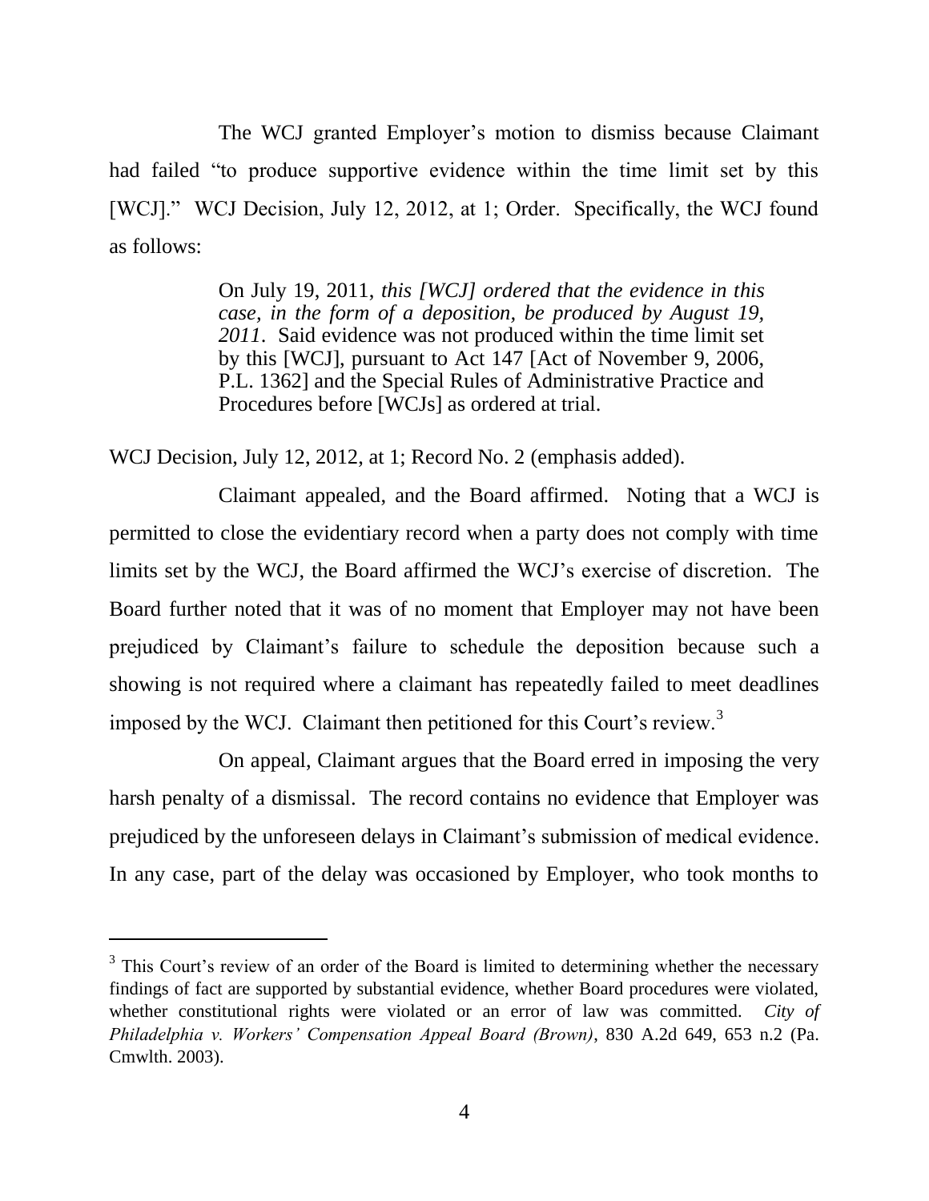The WCJ granted Employer's motion to dismiss because Claimant had failed "to produce supportive evidence within the time limit set by this [WCJ]." WCJ Decision, July 12, 2012, at 1; Order. Specifically, the WCJ found as follows:

> On July 19, 2011, *this [WCJ] ordered that the evidence in this case, in the form of a deposition, be produced by August 19, 2011*. Said evidence was not produced within the time limit set by this [WCJ], pursuant to Act 147 [Act of November 9, 2006, P.L. 1362] and the Special Rules of Administrative Practice and Procedures before [WCJs] as ordered at trial.

WCJ Decision, July 12, 2012, at 1; Record No. 2 (emphasis added).

Claimant appealed, and the Board affirmed. Noting that a WCJ is permitted to close the evidentiary record when a party does not comply with time limits set by the WCJ, the Board affirmed the WCJ's exercise of discretion. The Board further noted that it was of no moment that Employer may not have been prejudiced by Claimant's failure to schedule the deposition because such a showing is not required where a claimant has repeatedly failed to meet deadlines imposed by the WCJ. Claimant then petitioned for this Court's review.[3]

On appeal, Claimant argues that the Board erred in imposing the very harsh penalty of a dismissal. The record contains no evidence that Employer was prejudiced by the unforeseen delays in Claimant's submission of medical evidence. In any case, part of the delay was occasioned by Employer, who took months to

---

[3] This Court's review of an order of the Board is limited to determining whether the necessary findings of fact are supported by substantial evidence, whether Board procedures were violated, whether constitutional rights were violated or an error of law was committed. *City of Philadelphia v. Workers' Compensation Appeal Board (Brown)*, 830 A.2d 649, 653 n.2 (Pa. Cmwlth. 2003).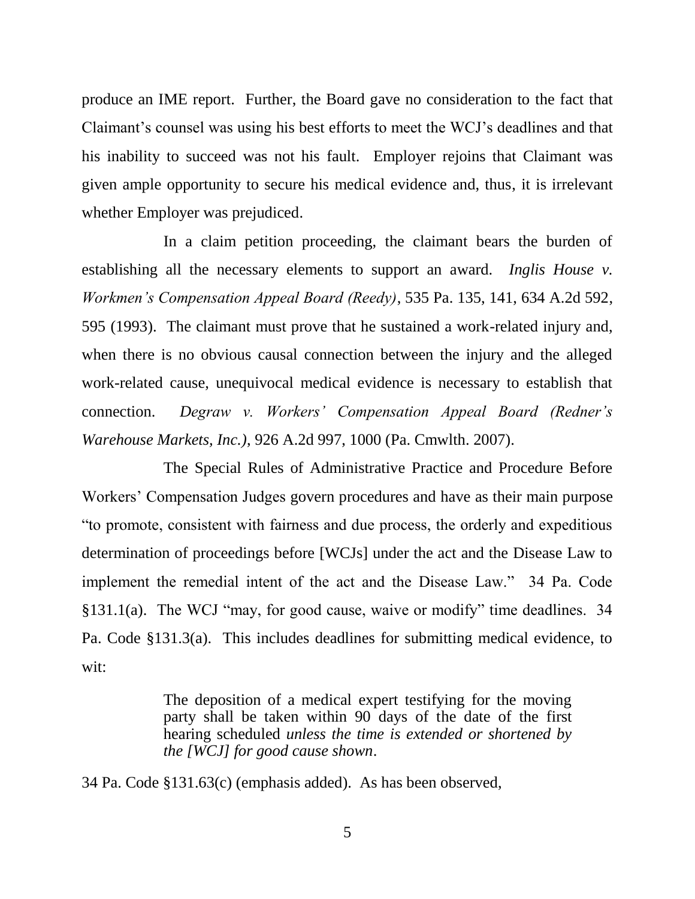produce an IME report. Further, the Board gave no consideration to the fact that Claimant's counsel was using his best efforts to meet the WCJ's deadlines and that his inability to succeed was not his fault. Employer rejoins that Claimant was given ample opportunity to secure his medical evidence and, thus, it is irrelevant whether Employer was prejudiced.

In a claim petition proceeding, the claimant bears the burden of establishing all the necessary elements to support an award. *Inglis House v. Workmen's Compensation Appeal Board (Reedy)*, 535 Pa. 135, 141, 634 A.2d 592, 595 (1993). The claimant must prove that he sustained a work-related injury and, when there is no obvious causal connection between the injury and the alleged work-related cause, unequivocal medical evidence is necessary to establish that connection. *Degraw v. Workers' Compensation Appeal Board (Redner's Warehouse Markets, Inc.)*, 926 A.2d 997, 1000 (Pa. Cmwlth. 2007).

The Special Rules of Administrative Practice and Procedure Before Workers' Compensation Judges govern procedures and have as their main purpose "to promote, consistent with fairness and due process, the orderly and expeditious determination of proceedings before [WCJs] under the act and the Disease Law to implement the remedial intent of the act and the Disease Law." 34 Pa. Code §131.1(a). The WCJ "may, for good cause, waive or modify" time deadlines. 34 Pa. Code §131.3(a). This includes deadlines for submitting medical evidence, to wit:

> The deposition of a medical expert testifying for the moving party shall be taken within 90 days of the date of the first hearing scheduled *unless the time is extended or shortened by the [WCJ] for good cause shown*.

34 Pa. Code §131.63(c) (emphasis added). As has been observed,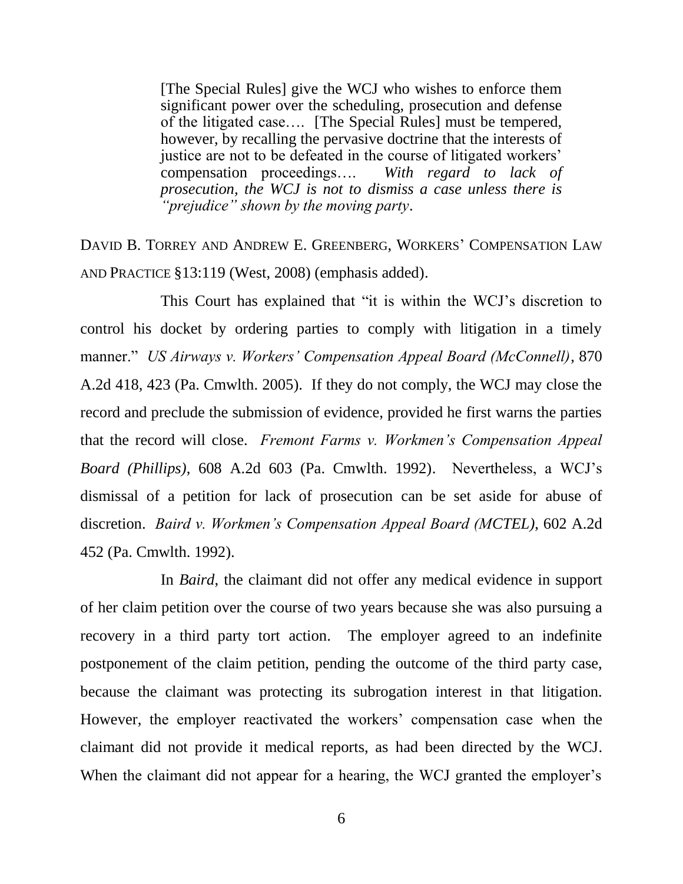> [The Special Rules] give the WCJ who wishes to enforce them significant power over the scheduling, prosecution and defense of the litigated case…. [The Special Rules] must be tempered, however, by recalling the pervasive doctrine that the interests of justice are not to be defeated in the course of litigated workers' compensation proceedings…. *With regard to lack of prosecution, the WCJ is not to dismiss a case unless there is "prejudice" shown by the moving party*.

DAVID B. TORREY AND ANDREW E. GREENBERG, WORKERS' COMPENSATION LAW AND PRACTICE §13:119 (West, 2008) (emphasis added).

This Court has explained that "it is within the WCJ's discretion to control his docket by ordering parties to comply with litigation in a timely manner." *US Airways v. Workers' Compensation Appeal Board (McConnell)*, 870 A.2d 418, 423 (Pa. Cmwlth. 2005). If they do not comply, the WCJ may close the record and preclude the submission of evidence, provided he first warns the parties that the record will close. *Fremont Farms v. Workmen's Compensation Appeal Board (Phillips)*, 608 A.2d 603 (Pa. Cmwlth. 1992). Nevertheless, a WCJ's dismissal of a petition for lack of prosecution can be set aside for abuse of discretion. *Baird v. Workmen's Compensation Appeal Board (MCTEL)*, 602 A.2d 452 (Pa. Cmwlth. 1992).

In *Baird*, the claimant did not offer any medical evidence in support of her claim petition over the course of two years because she was also pursuing a recovery in a third party tort action. The employer agreed to an indefinite postponement of the claim petition, pending the outcome of the third party case, because the claimant was protecting its subrogation interest in that litigation. However, the employer reactivated the workers' compensation case when the claimant did not provide it medical reports, as had been directed by the WCJ. When the claimant did not appear for a hearing, the WCJ granted the employer's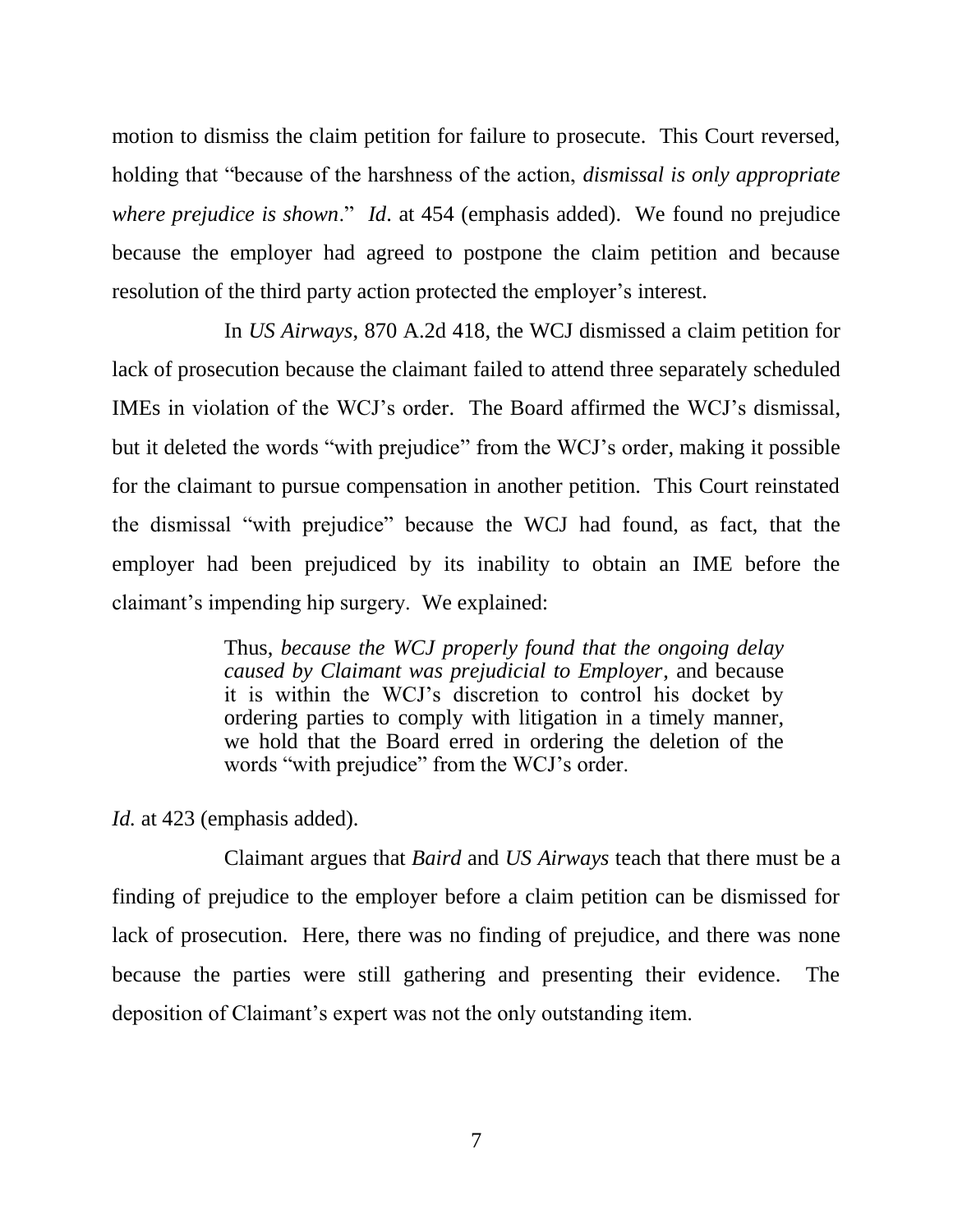motion to dismiss the claim petition for failure to prosecute. This Court reversed, holding that "because of the harshness of the action, *dismissal is only appropriate where prejudice is shown*." *Id*. at 454 (emphasis added). We found no prejudice because the employer had agreed to postpone the claim petition and because resolution of the third party action protected the employer's interest.

In *US Airways*, 870 A.2d 418, the WCJ dismissed a claim petition for lack of prosecution because the claimant failed to attend three separately scheduled IMEs in violation of the WCJ's order. The Board affirmed the WCJ's dismissal, but it deleted the words "with prejudice" from the WCJ's order, making it possible for the claimant to pursue compensation in another petition. This Court reinstated the dismissal "with prejudice" because the WCJ had found, as fact, that the employer had been prejudiced by its inability to obtain an IME before the claimant's impending hip surgery. We explained:

> Thus, *because the WCJ properly found that the ongoing delay caused by Claimant was prejudicial to Employer*, and because it is within the WCJ's discretion to control his docket by ordering parties to comply with litigation in a timely manner, we hold that the Board erred in ordering the deletion of the words "with prejudice" from the WCJ's order.

*Id.* at 423 (emphasis added).

Claimant argues that *Baird* and *US Airways* teach that there must be a finding of prejudice to the employer before a claim petition can be dismissed for lack of prosecution. Here, there was no finding of prejudice, and there was none because the parties were still gathering and presenting their evidence. The deposition of Claimant's expert was not the only outstanding item.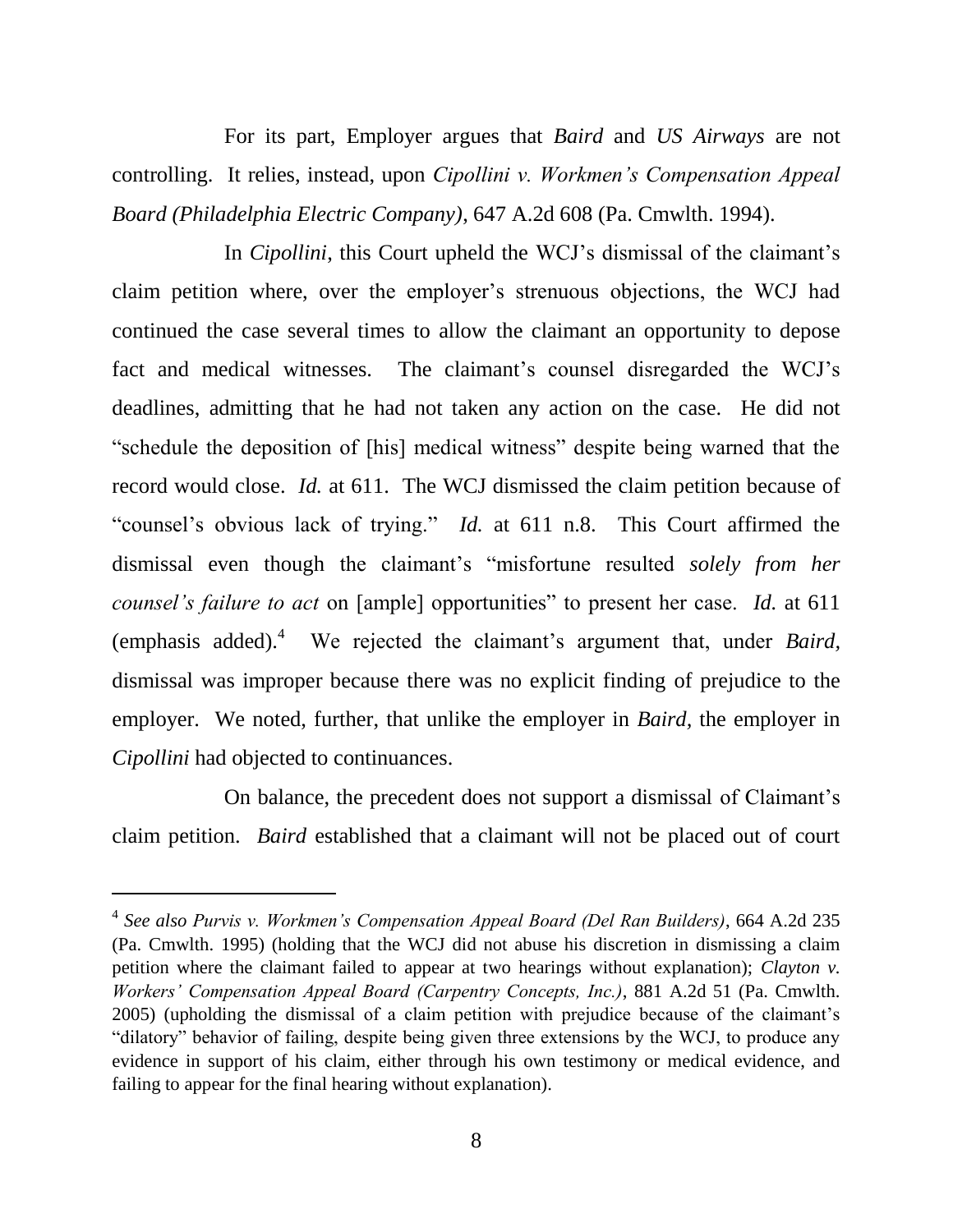For its part, Employer argues that *Baird* and *US Airways* are not controlling. It relies, instead, upon *Cipollini v. Workmen's Compensation Appeal Board (Philadelphia Electric Company)*, 647 A.2d 608 (Pa. Cmwlth. 1994).

In *Cipollini*, this Court upheld the WCJ's dismissal of the claimant's claim petition where, over the employer's strenuous objections, the WCJ had continued the case several times to allow the claimant an opportunity to depose fact and medical witnesses. The claimant's counsel disregarded the WCJ's deadlines, admitting that he had not taken any action on the case. He did not "schedule the deposition of [his] medical witness" despite being warned that the record would close. *Id.* at 611. The WCJ dismissed the claim petition because of "counsel's obvious lack of trying." *Id.* at 611 n.8. This Court affirmed the dismissal even though the claimant's "misfortune resulted *solely from her counsel's failure to act* on [ample] opportunities" to present her case. *Id.* at 611 (emphasis added).[4] We rejected the claimant's argument that, under *Baird*, dismissal was improper because there was no explicit finding of prejudice to the employer. We noted, further, that unlike the employer in *Baird*, the employer in *Cipollini* had objected to continuances.

On balance, the precedent does not support a dismissal of Claimant's claim petition. *Baird* established that a claimant will not be placed out of court

---

[4] *See also Purvis v. Workmen's Compensation Appeal Board (Del Ran Builders)*, 664 A.2d 235 (Pa. Cmwlth. 1995) (holding that the WCJ did not abuse his discretion in dismissing a claim petition where the claimant failed to appear at two hearings without explanation); *Clayton v. Workers' Compensation Appeal Board (Carpentry Concepts, Inc.)*, 881 A.2d 51 (Pa. Cmwlth. 2005) (upholding the dismissal of a claim petition with prejudice because of the claimant's "dilatory" behavior of failing, despite being given three extensions by the WCJ, to produce any evidence in support of his claim, either through his own testimony or medical evidence, and failing to appear for the final hearing without explanation).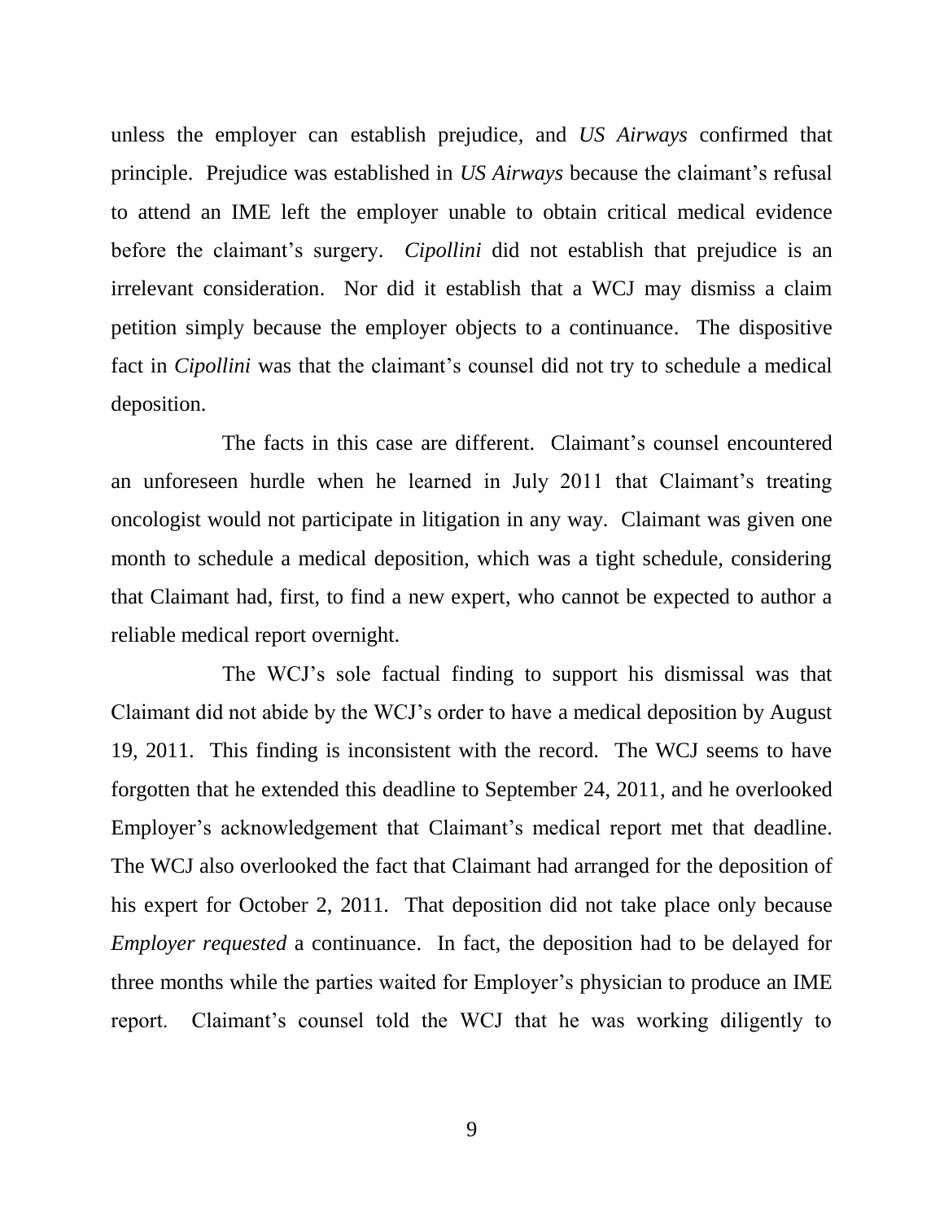unless the employer can establish prejudice, and *US Airways* confirmed that principle. Prejudice was established in *US Airways* because the claimant's refusal to attend an IME left the employer unable to obtain critical medical evidence before the claimant's surgery. *Cipollini* did not establish that prejudice is an irrelevant consideration. Nor did it establish that a WCJ may dismiss a claim petition simply because the employer objects to a continuance. The dispositive fact in *Cipollini* was that the claimant's counsel did not try to schedule a medical deposition.

The facts in this case are different. Claimant's counsel encountered an unforeseen hurdle when he learned in July 2011 that Claimant's treating oncologist would not participate in litigation in any way. Claimant was given one month to schedule a medical deposition, which was a tight schedule, considering that Claimant had, first, to find a new expert, who cannot be expected to author a reliable medical report overnight.

The WCJ's sole factual finding to support his dismissal was that Claimant did not abide by the WCJ's order to have a medical deposition by August 19, 2011. This finding is inconsistent with the record. The WCJ seems to have forgotten that he extended this deadline to September 24, 2011, and he overlooked Employer's acknowledgement that Claimant's medical report met that deadline. The WCJ also overlooked the fact that Claimant had arranged for the deposition of his expert for October 2, 2011. That deposition did not take place only because *Employer requested* a continuance. In fact, the deposition had to be delayed for three months while the parties waited for Employer's physician to produce an IME report. Claimant's counsel told the WCJ that he was working diligently to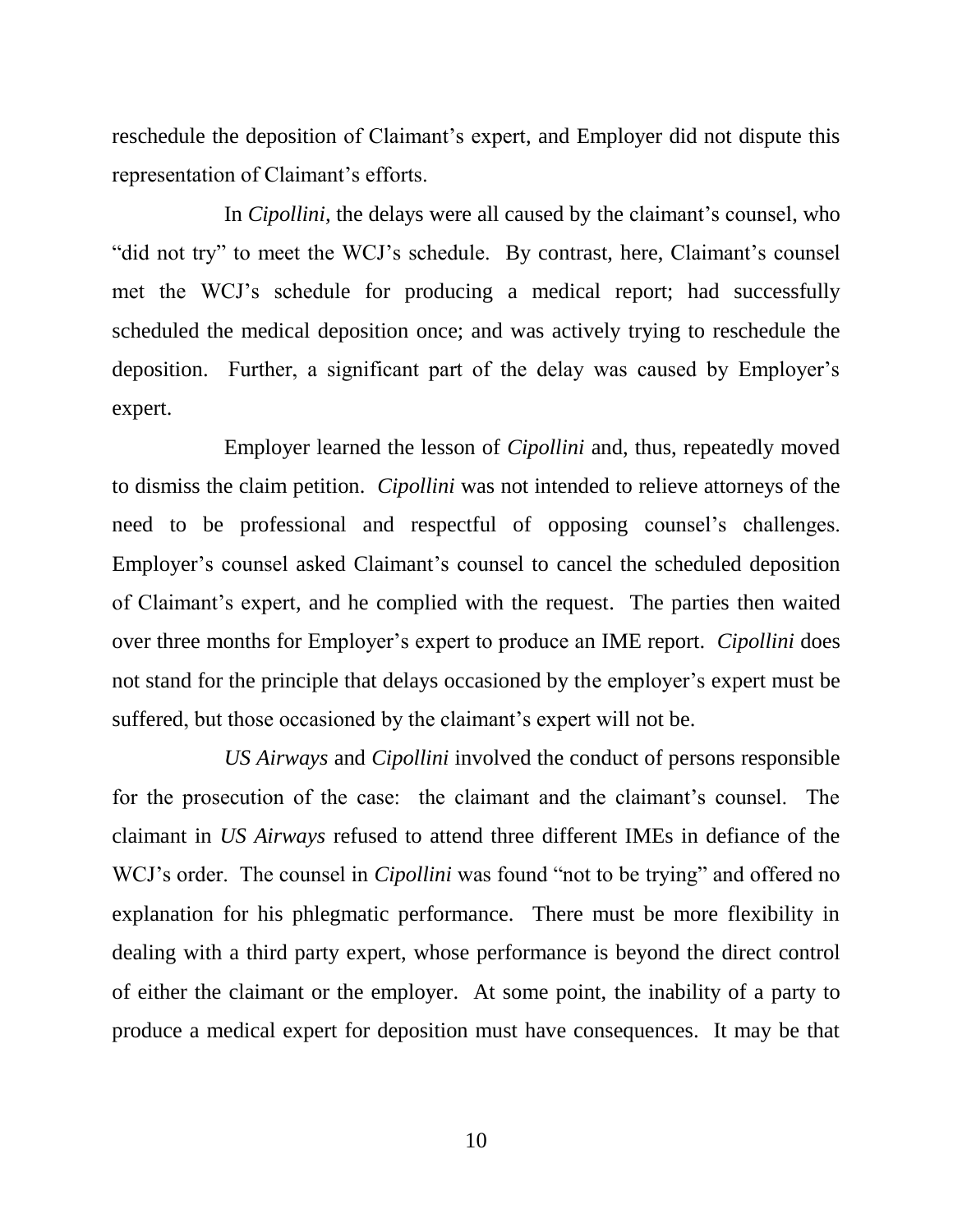reschedule the deposition of Claimant's expert, and Employer did not dispute this representation of Claimant's efforts.

In *Cipollini,* the delays were all caused by the claimant's counsel, who "did not try" to meet the WCJ's schedule. By contrast, here, Claimant's counsel met the WCJ's schedule for producing a medical report; had successfully scheduled the medical deposition once; and was actively trying to reschedule the deposition. Further, a significant part of the delay was caused by Employer's expert.

Employer learned the lesson of *Cipollini* and, thus, repeatedly moved to dismiss the claim petition. *Cipollini* was not intended to relieve attorneys of the need to be professional and respectful of opposing counsel's challenges. Employer's counsel asked Claimant's counsel to cancel the scheduled deposition of Claimant's expert, and he complied with the request. The parties then waited over three months for Employer's expert to produce an IME report. *Cipollini* does not stand for the principle that delays occasioned by the employer's expert must be suffered, but those occasioned by the claimant's expert will not be.

*US Airways* and *Cipollini* involved the conduct of persons responsible for the prosecution of the case: the claimant and the claimant's counsel. The claimant in *US Airways* refused to attend three different IMEs in defiance of the WCJ's order. The counsel in *Cipollini* was found "not to be trying" and offered no explanation for his phlegmatic performance. There must be more flexibility in dealing with a third party expert, whose performance is beyond the direct control of either the claimant or the employer. At some point, the inability of a party to produce a medical expert for deposition must have consequences. It may be that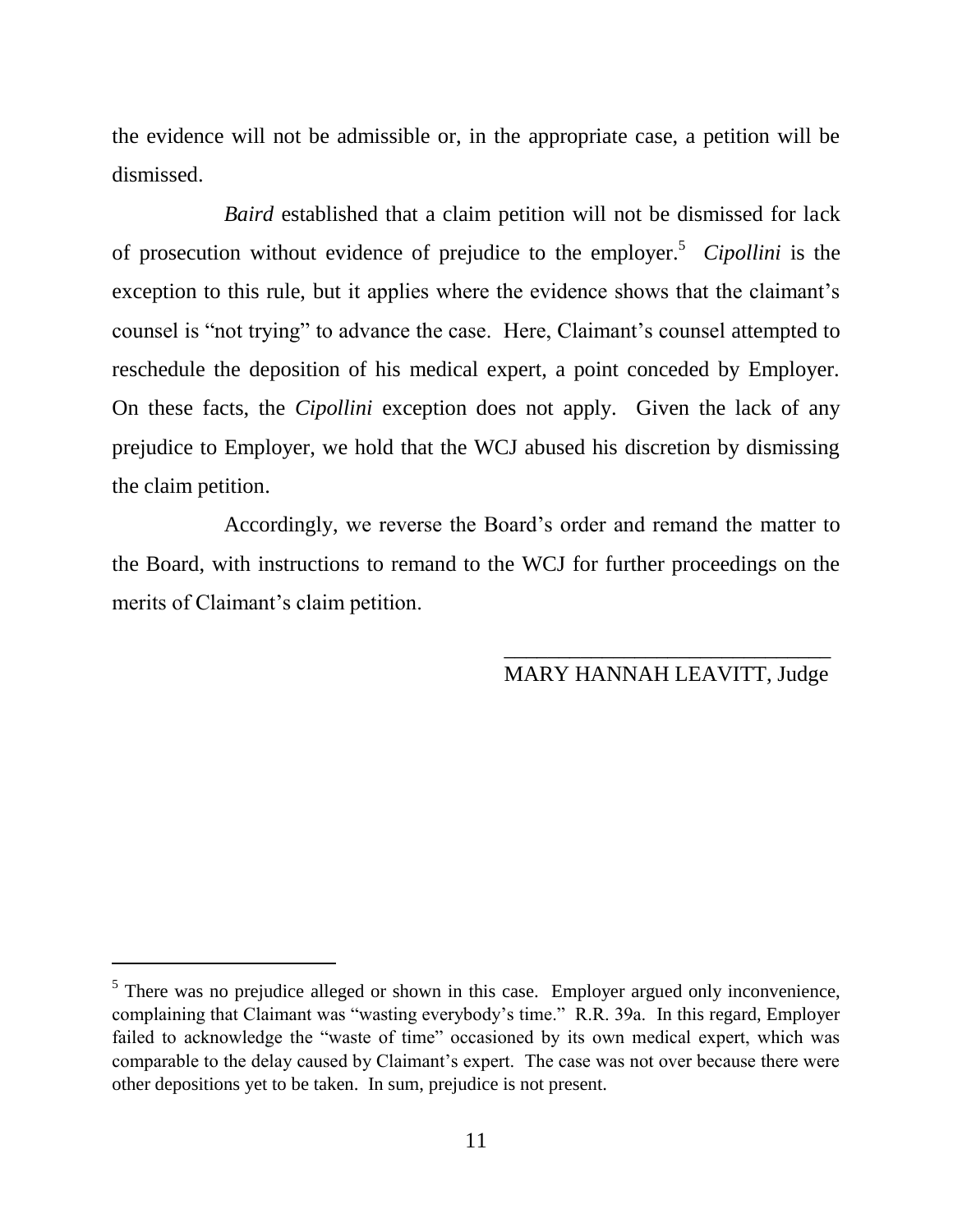the evidence will not be admissible or, in the appropriate case, a petition will be dismissed.

*Baird* established that a claim petition will not be dismissed for lack of prosecution without evidence of prejudice to the employer.[5] *Cipollini* is the exception to this rule, but it applies where the evidence shows that the claimant's counsel is "not trying" to advance the case. Here, Claimant's counsel attempted to reschedule the deposition of his medical expert, a point conceded by Employer. On these facts, the *Cipollini* exception does not apply. Given the lack of any prejudice to Employer, we hold that the WCJ abused his discretion by dismissing the claim petition.

Accordingly, we reverse the Board's order and remand the matter to the Board, with instructions to remand to the WCJ for further proceedings on the merits of Claimant's claim petition.

\_\_\_\_\_\_\_\_\_\_\_\_\_\_\_\_\_\_\_\_\_\_\_\_\_\_\_\_\_\_\_\_\_\_
MARY HANNAH LEAVITT, Judge

---

[5] There was no prejudice alleged or shown in this case. Employer argued only inconvenience, complaining that Claimant was "wasting everybody's time." R.R. 39a. In this regard, Employer failed to acknowledge the "waste of time" occasioned by its own medical expert, which was comparable to the delay caused by Claimant's expert. The case was not over because there were other depositions yet to be taken. In sum, prejudice is not present.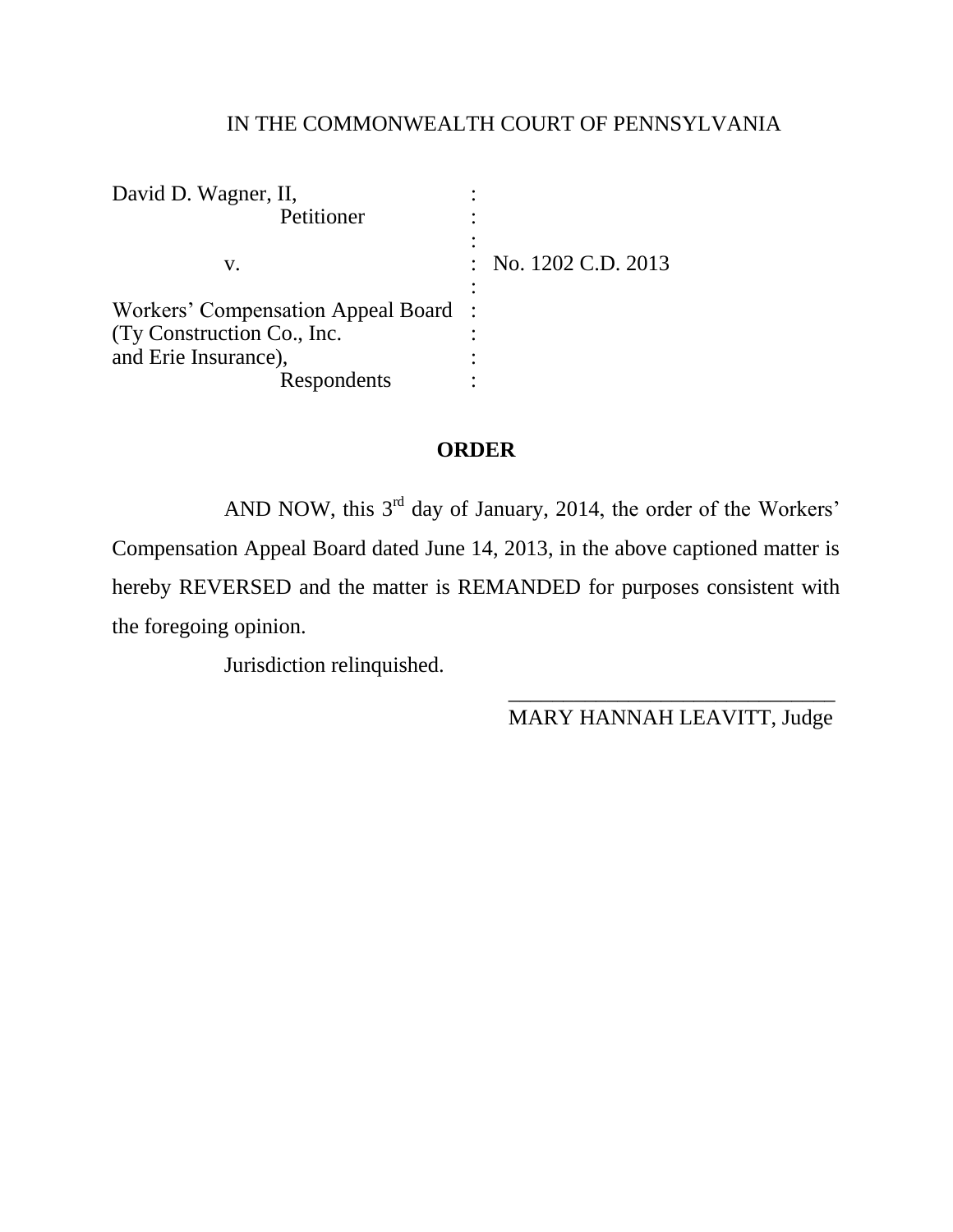IN THE COMMONWEALTH COURT OF PENNSYLVANIA

| | | |
|---|---|---|
| David D. Wagner, II, Petitioner | : | |
| v. | : | No. 1202 C.D. 2013 |
| Workers' Compensation Appeal Board (Ty Construction Co., Inc. and Erie Insurance), Respondents | : | |

**ORDER**

AND NOW, this 3rd day of January, 2014, the order of the Workers' Compensation Appeal Board dated June 14, 2013, in the above captioned matter is hereby REVERSED and the matter is REMANDED for purposes consistent with the foregoing opinion.

Jurisdiction relinquished.

______________________________
MARY HANNAH LEAVITT, Judge